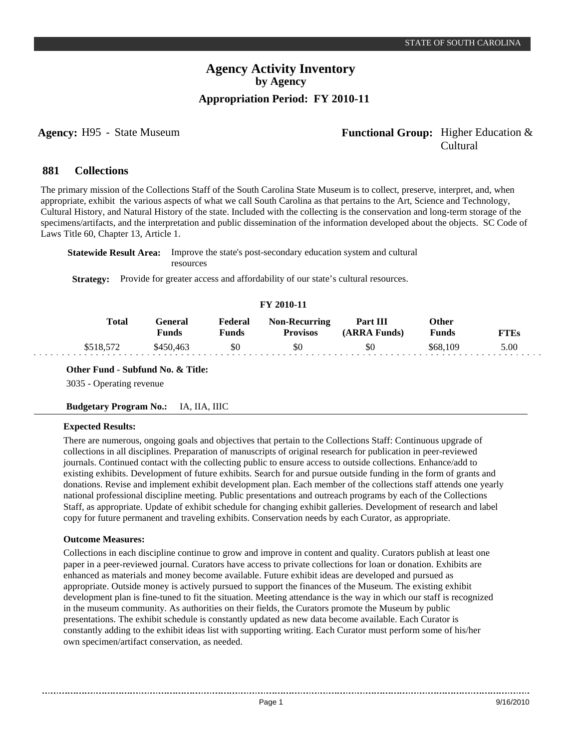# Agency Activity Inventory
## by Agency
### Appropriation Period: FY 2010-11

**Agency:** H95 - State Museum

**Functional Group:** Higher Education & Cultural

## 881 Collections

The primary mission of the Collections Staff of the South Carolina State Museum is to collect, preserve, interpret, and, when appropriate, exhibit the various aspects of what we call South Carolina as that pertains to the Art, Science and Technology, Cultural History, and Natural History of the state. Included with the collecting is the conservation and long-term storage of the specimens/artifacts, and the interpretation and public dissemination of the information developed about the objects. SC Code of Laws Title 60, Chapter 13, Article 1.

**Statewide Result Area:** Improve the state's post-secondary education system and cultural resources

**Strategy:** Provide for greater access and affordability of our state's cultural resources.

**FY 2010-11**

| Total | General Funds | Federal Funds | Non-Recurring Provisos | Part III (ARRA Funds) | Other Funds | FTEs |
|---|---|---|---|---|---|---|
| $518,572 | $450,463 | $0 | $0 | $0 | $68,109 | 5.00 |

**Other Fund - Subfund No. & Title:**

3035 - Operating revenue

**Budgetary Program No.:** IA, IIA, IIIC

**Expected Results:**

There are numerous, ongoing goals and objectives that pertain to the Collections Staff: Continuous upgrade of collections in all disciplines. Preparation of manuscripts of original research for publication in peer-reviewed journals. Continued contact with the collecting public to ensure access to outside collections. Enhance/add to existing exhibits. Development of future exhibits. Search for and pursue outside funding in the form of grants and donations. Revise and implement exhibit development plan. Each member of the collections staff attends one yearly national professional discipline meeting. Public presentations and outreach programs by each of the Collections Staff, as appropriate. Update of exhibit schedule for changing exhibit galleries. Development of research and label copy for future permanent and traveling exhibits. Conservation needs by each Curator, as appropriate.

**Outcome Measures:**

Collections in each discipline continue to grow and improve in content and quality. Curators publish at least one paper in a peer-reviewed journal. Curators have access to private collections for loan or donation. Exhibits are enhanced as materials and money become available. Future exhibit ideas are developed and pursued as appropriate. Outside money is actively pursued to support the finances of the Museum. The existing exhibit development plan is fine-tuned to fit the situation. Meeting attendance is the way in which our staff is recognized in the museum community. As authorities on their fields, the Curators promote the Museum by public presentations. The exhibit schedule is constantly updated as new data become available. Each Curator is constantly adding to the exhibit ideas list with supporting writing. Each Curator must perform some of his/her own specimen/artifact conservation, as needed.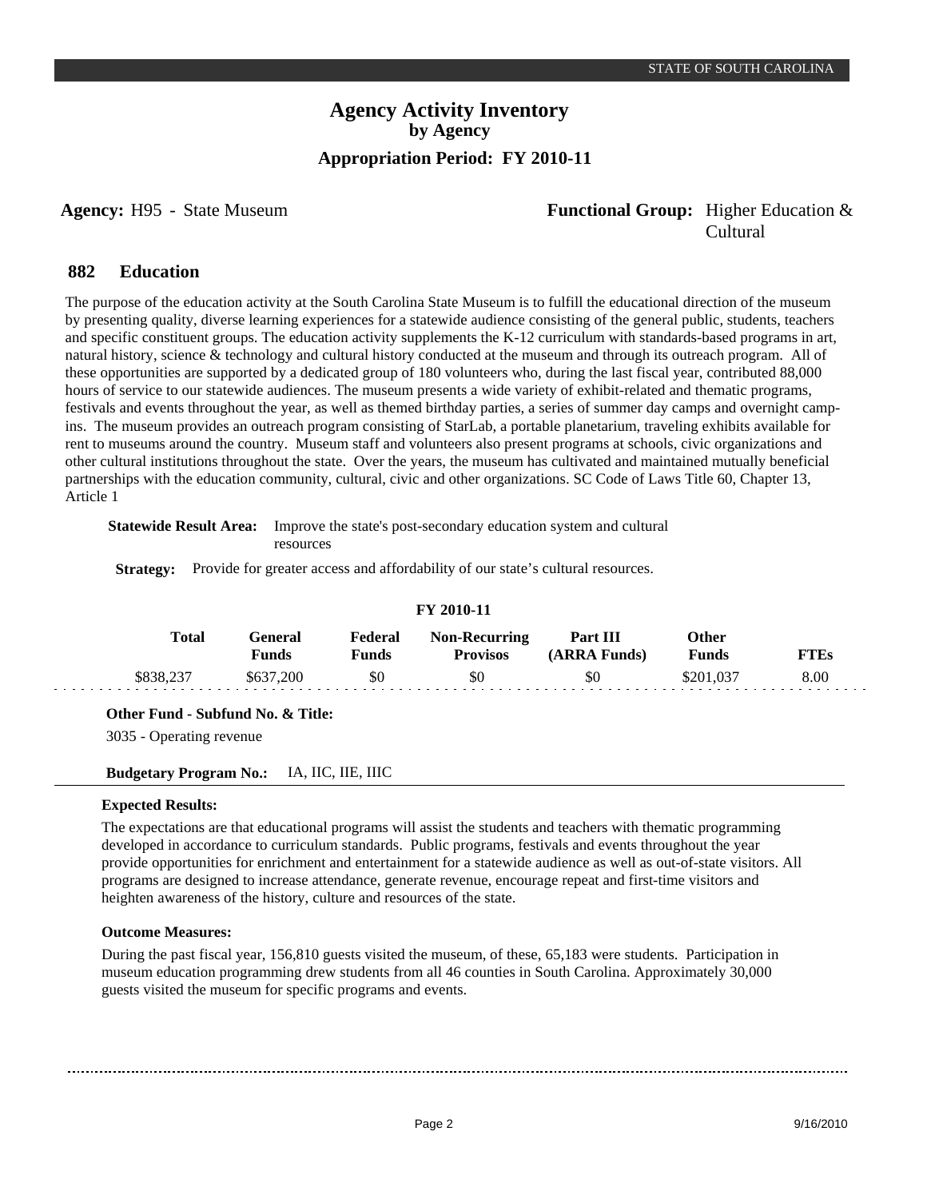# Agency Activity Inventory
## by Agency
### Appropriation Period: FY 2010-11

**Agency:** H95 - State Museum

**Functional Group:** Higher Education & Cultural

## 882 Education

The purpose of the education activity at the South Carolina State Museum is to fulfill the educational direction of the museum by presenting quality, diverse learning experiences for a statewide audience consisting of the general public, students, teachers and specific constituent groups. The education activity supplements the K-12 curriculum with standards-based programs in art, natural history, science & technology and cultural history conducted at the museum and through its outreach program. All of these opportunities are supported by a dedicated group of 180 volunteers who, during the last fiscal year, contributed 88,000 hours of service to our statewide audiences. The museum presents a wide variety of exhibit-related and thematic programs, festivals and events throughout the year, as well as themed birthday parties, a series of summer day camps and overnight camp-ins. The museum provides an outreach program consisting of StarLab, a portable planetarium, traveling exhibits available for rent to museums around the country. Museum staff and volunteers also present programs at schools, civic organizations and other cultural institutions throughout the state. Over the years, the museum has cultivated and maintained mutually beneficial partnerships with the education community, cultural, civic and other organizations. SC Code of Laws Title 60, Chapter 13, Article 1

**Statewide Result Area:** Improve the state's post-secondary education system and cultural resources

**Strategy:** Provide for greater access and affordability of our state's cultural resources.

**FY 2010-11**

| Total | General Funds | Federal Funds | Non-Recurring Provisos | Part III (ARRA Funds) | Other Funds | FTEs |
|---|---|---|---|---|---|---|
| $838,237 | $637,200 | $0 | $0 | $0 | $201,037 | 8.00 |

**Other Fund - Subfund No. & Title:**

3035 - Operating revenue

**Budgetary Program No.:** IA, IIC, IIE, IIIC

**Expected Results:**

The expectations are that educational programs will assist the students and teachers with thematic programming developed in accordance to curriculum standards. Public programs, festivals and events throughout the year provide opportunities for enrichment and entertainment for a statewide audience as well as out-of-state visitors. All programs are designed to increase attendance, generate revenue, encourage repeat and first-time visitors and heighten awareness of the history, culture and resources of the state.

**Outcome Measures:**

During the past fiscal year, 156,810 guests visited the museum, of these, 65,183 were students. Participation in museum education programming drew students from all 46 counties in South Carolina. Approximately 30,000 guests visited the museum for specific programs and events.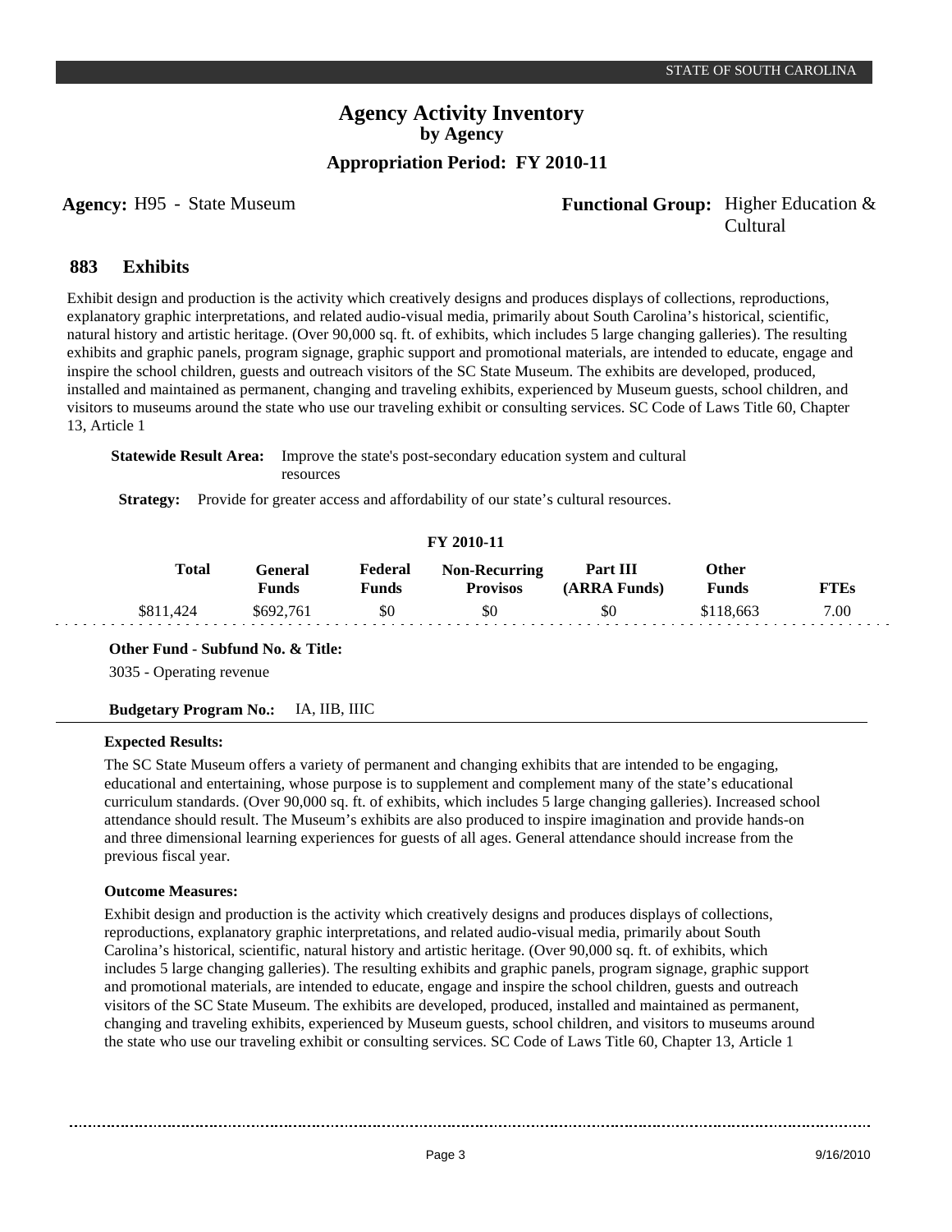# Agency Activity Inventory
## by Agency
### Appropriation Period: FY 2010-11

**Agency:** H95 - State Museum

**Functional Group:** Higher Education & Cultural

## 883 Exhibits

Exhibit design and production is the activity which creatively designs and produces displays of collections, reproductions, explanatory graphic interpretations, and related audio-visual media, primarily about South Carolina's historical, scientific, natural history and artistic heritage. (Over 90,000 sq. ft. of exhibits, which includes 5 large changing galleries). The resulting exhibits and graphic panels, program signage, graphic support and promotional materials, are intended to educate, engage and inspire the school children, guests and outreach visitors of the SC State Museum. The exhibits are developed, produced, installed and maintained as permanent, changing and traveling exhibits, experienced by Museum guests, school children, and visitors to museums around the state who use our traveling exhibit or consulting services. SC Code of Laws Title 60, Chapter 13, Article 1

**Statewide Result Area:** Improve the state's post-secondary education system and cultural resources

**Strategy:** Provide for greater access and affordability of our state's cultural resources.

**FY 2010-11**

| Total | General Funds | Federal Funds | Non-Recurring Provisos | Part III (ARRA Funds) | Other Funds | FTEs |
|---|---|---|---|---|---|---|
| $811,424 | $692,761 | $0 | $0 | $0 | $118,663 | 7.00 |

**Other Fund - Subfund No. & Title:**

3035 - Operating revenue

**Budgetary Program No.:** IA, IIB, IIIC

**Expected Results:**

The SC State Museum offers a variety of permanent and changing exhibits that are intended to be engaging, educational and entertaining, whose purpose is to supplement and complement many of the state's educational curriculum standards. (Over 90,000 sq. ft. of exhibits, which includes 5 large changing galleries). Increased school attendance should result. The Museum's exhibits are also produced to inspire imagination and provide hands-on and three dimensional learning experiences for guests of all ages. General attendance should increase from the previous fiscal year.

**Outcome Measures:**

Exhibit design and production is the activity which creatively designs and produces displays of collections, reproductions, explanatory graphic interpretations, and related audio-visual media, primarily about South Carolina's historical, scientific, natural history and artistic heritage. (Over 90,000 sq. ft. of exhibits, which includes 5 large changing galleries). The resulting exhibits and graphic panels, program signage, graphic support and promotional materials, are intended to educate, engage and inspire the school children, guests and outreach visitors of the SC State Museum. The exhibits are developed, produced, installed and maintained as permanent, changing and traveling exhibits, experienced by Museum guests, school children, and visitors to museums around the state who use our traveling exhibit or consulting services. SC Code of Laws Title 60, Chapter 13, Article 1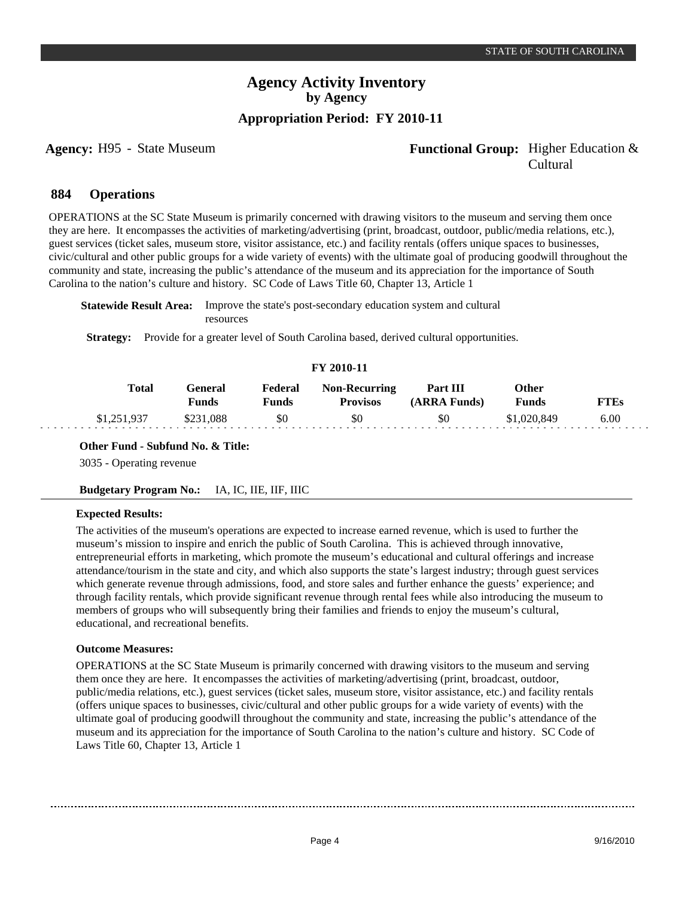# Agency Activity Inventory
## by Agency
### Appropriation Period: FY 2010-11

**Agency:** H95 - State Museum

**Functional Group:** Higher Education & Cultural

## 884 Operations

OPERATIONS at the SC State Museum is primarily concerned with drawing visitors to the museum and serving them once they are here. It encompasses the activities of marketing/advertising (print, broadcast, outdoor, public/media relations, etc.), guest services (ticket sales, museum store, visitor assistance, etc.) and facility rentals (offers unique spaces to businesses, civic/cultural and other public groups for a wide variety of events) with the ultimate goal of producing goodwill throughout the community and state, increasing the public's attendance of the museum and its appreciation for the importance of South Carolina to the nation's culture and history. SC Code of Laws Title 60, Chapter 13, Article 1

**Statewide Result Area:** Improve the state's post-secondary education system and cultural resources

**Strategy:** Provide for a greater level of South Carolina based, derived cultural opportunities.

**FY 2010-11**

| Total | General Funds | Federal Funds | Non-Recurring Provisos | Part III (ARRA Funds) | Other Funds | FTEs |
|---|---|---|---|---|---|---|
| $1,251,937 | $231,088 | $0 | $0 | $0 | $1,020,849 | 6.00 |

**Other Fund - Subfund No. & Title:**

3035 - Operating revenue

**Budgetary Program No.:** IA, IC, IIE, IIF, IIIC

**Expected Results:**

The activities of the museum's operations are expected to increase earned revenue, which is used to further the museum's mission to inspire and enrich the public of South Carolina. This is achieved through innovative, entrepreneurial efforts in marketing, which promote the museum's educational and cultural offerings and increase attendance/tourism in the state and city, and which also supports the state's largest industry; through guest services which generate revenue through admissions, food, and store sales and further enhance the guests' experience; and through facility rentals, which provide significant revenue through rental fees while also introducing the museum to members of groups who will subsequently bring their families and friends to enjoy the museum's cultural, educational, and recreational benefits.

**Outcome Measures:**

OPERATIONS at the SC State Museum is primarily concerned with drawing visitors to the museum and serving them once they are here. It encompasses the activities of marketing/advertising (print, broadcast, outdoor, public/media relations, etc.), guest services (ticket sales, museum store, visitor assistance, etc.) and facility rentals (offers unique spaces to businesses, civic/cultural and other public groups for a wide variety of events) with the ultimate goal of producing goodwill throughout the community and state, increasing the public's attendance of the museum and its appreciation for the importance of South Carolina to the nation's culture and history. SC Code of Laws Title 60, Chapter 13, Article 1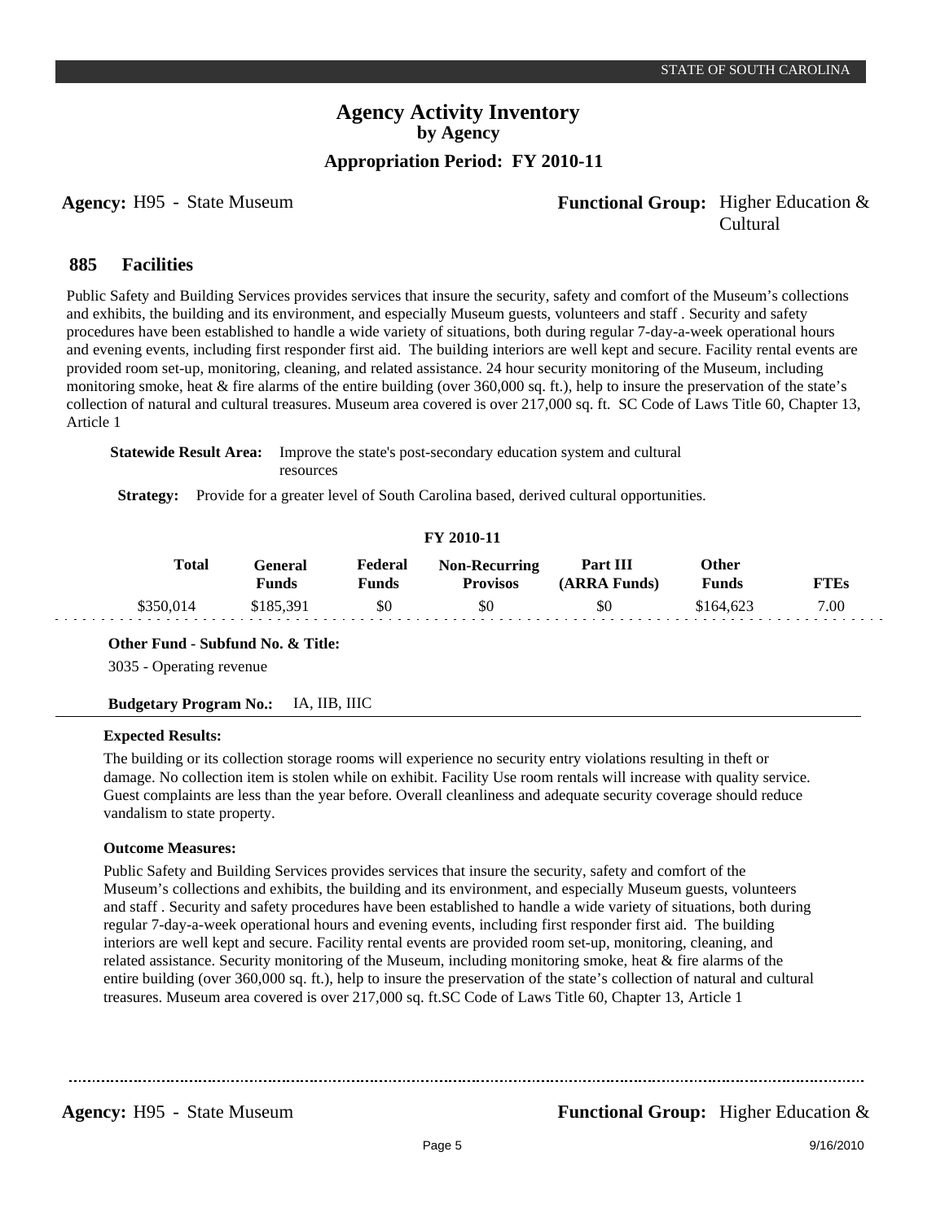**Agency:** H95 - State Museum

**Functional Group:** Higher Education & Cultural

## 885 Facilities

Public Safety and Building Services provides services that insure the security, safety and comfort of the Museum's collections and exhibits, the building and its environment, and especially Museum guests, volunteers and staff . Security and safety procedures have been established to handle a wide variety of situations, both during regular 7-day-a-week operational hours and evening events, including first responder first aid. The building interiors are well kept and secure. Facility rental events are provided room set-up, monitoring, cleaning, and related assistance. 24 hour security monitoring of the Museum, including monitoring smoke, heat & fire alarms of the entire building (over 360,000 sq. ft.), help to insure the preservation of the state's collection of natural and cultural treasures. Museum area covered is over 217,000 sq. ft. SC Code of Laws Title 60, Chapter 13, Article 1

**Statewide Result Area:** Improve the state's post-secondary education system and cultural resources

**Strategy:** Provide for a greater level of South Carolina based, derived cultural opportunities.

**FY 2010-11**

| Total | General Funds | Federal Funds | Non-Recurring Provisos | Part III (ARRA Funds) | Other Funds | FTEs |
|---|---|---|---|---|---|---|
| $350,014 | $185,391 | $0 | $0 | $0 | $164,623 | 7.00 |

**Other Fund - Subfund No. & Title:**

3035 - Operating revenue

**Budgetary Program No.:** IA, IIB, IIIC

**Expected Results:**

The building or its collection storage rooms will experience no security entry violations resulting in theft or damage. No collection item is stolen while on exhibit. Facility Use room rentals will increase with quality service. Guest complaints are less than the year before. Overall cleanliness and adequate security coverage should reduce vandalism to state property.

**Outcome Measures:**

Public Safety and Building Services provides services that insure the security, safety and comfort of the Museum's collections and exhibits, the building and its environment, and especially Museum guests, volunteers and staff . Security and safety procedures have been established to handle a wide variety of situations, both during regular 7-day-a-week operational hours and evening events, including first responder first aid. The building interiors are well kept and secure. Facility rental events are provided room set-up, monitoring, cleaning, and related assistance. Security monitoring of the Museum, including monitoring smoke, heat & fire alarms of the entire building (over 360,000 sq. ft.), help to insure the preservation of the state's collection of natural and cultural treasures. Museum area covered is over 217,000 sq. ft.SC Code of Laws Title 60, Chapter 13, Article 1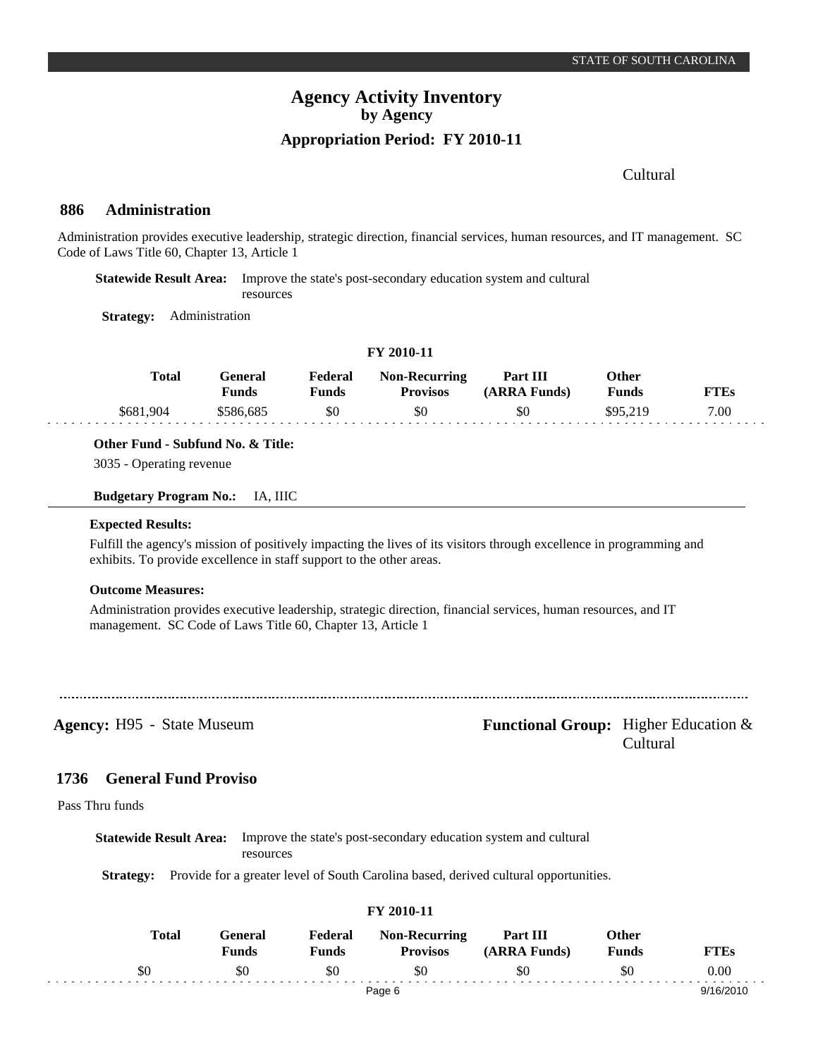Cultural

## 886 Administration

Administration provides executive leadership, strategic direction, financial services, human resources, and IT management. SC Code of Laws Title 60, Chapter 13, Article 1

**Statewide Result Area:** Improve the state's post-secondary education system and cultural resources

**Strategy:** Administration

**FY 2010-11**

| Total | General Funds | Federal Funds | Non-Recurring Provisos | Part III (ARRA Funds) | Other Funds | FTEs |
|---|---|---|---|---|---|---|
| $681,904 | $586,685 | $0 | $0 | $0 | $95,219 | 7.00 |

**Other Fund - Subfund No. & Title:**

3035 - Operating revenue

**Budgetary Program No.:** IA, IIIC

**Expected Results:**

Fulfill the agency's mission of positively impacting the lives of its visitors through excellence in programming and exhibits. To provide excellence in staff support to the other areas.

**Outcome Measures:**

Administration provides executive leadership, strategic direction, financial services, human resources, and IT management. SC Code of Laws Title 60, Chapter 13, Article 1

---

**Agency:** H95 - State Museum **Functional Group:** Higher Education & Cultural

## 1736 General Fund Proviso

Pass Thru funds

**Statewide Result Area:** Improve the state's post-secondary education system and cultural resources

**Strategy:** Provide for a greater level of South Carolina based, derived cultural opportunities.

**FY 2010-11**

| Total | General Funds | Federal Funds | Non-Recurring Provisos | Part III (ARRA Funds) | Other Funds | FTEs |
|---|---|---|---|---|---|---|
| $0 | $0 | $0 | $0 | $0 | $0 | 0.00 |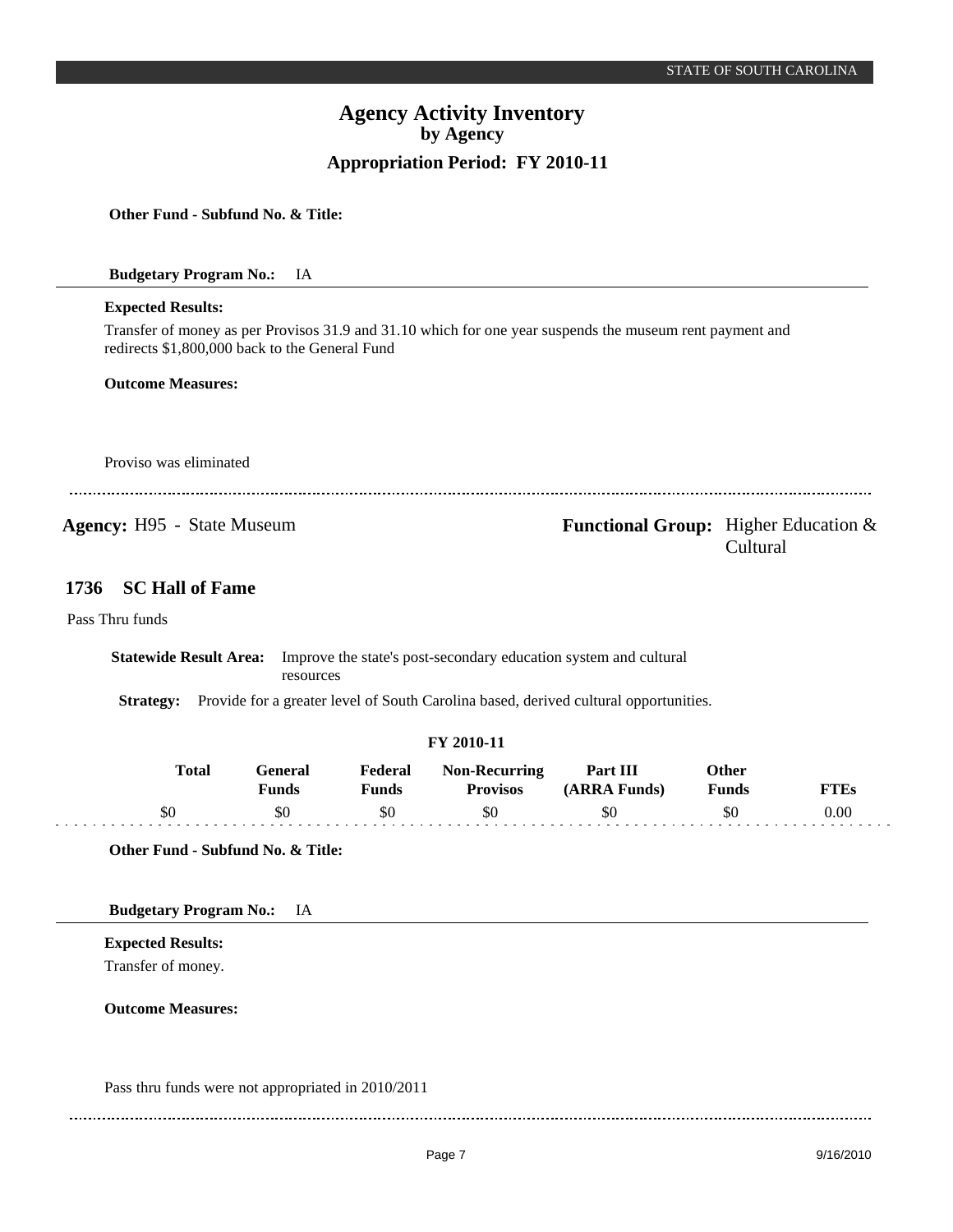**Other Fund - Subfund No. & Title:**

**Budgetary Program No.:** IA

**Expected Results:**

Transfer of money as per Provisos 31.9 and 31.10 which for one year suspends the museum rent payment and redirects $1,800,000 back to the General Fund

**Outcome Measures:**

Proviso was eliminated

---

**Agency:** H95 - State Museum

**Functional Group:** Higher Education & Cultural

## 1736 SC Hall of Fame

Pass Thru funds

**Statewide Result Area:** Improve the state's post-secondary education system and cultural resources

**Strategy:** Provide for a greater level of South Carolina based, derived cultural opportunities.

**FY 2010-11**

| Total | General Funds | Federal Funds | Non-Recurring Provisos | Part III (ARRA Funds) | Other Funds | FTEs |
|---|---|---|---|---|---|---|
| $0 | $0 | $0 | $0 | $0 | $0 | 0.00 |

**Other Fund - Subfund No. & Title:**

**Budgetary Program No.:** IA

**Expected Results:**

Transfer of money.

**Outcome Measures:**

Pass thru funds were not appropriated in 2010/2011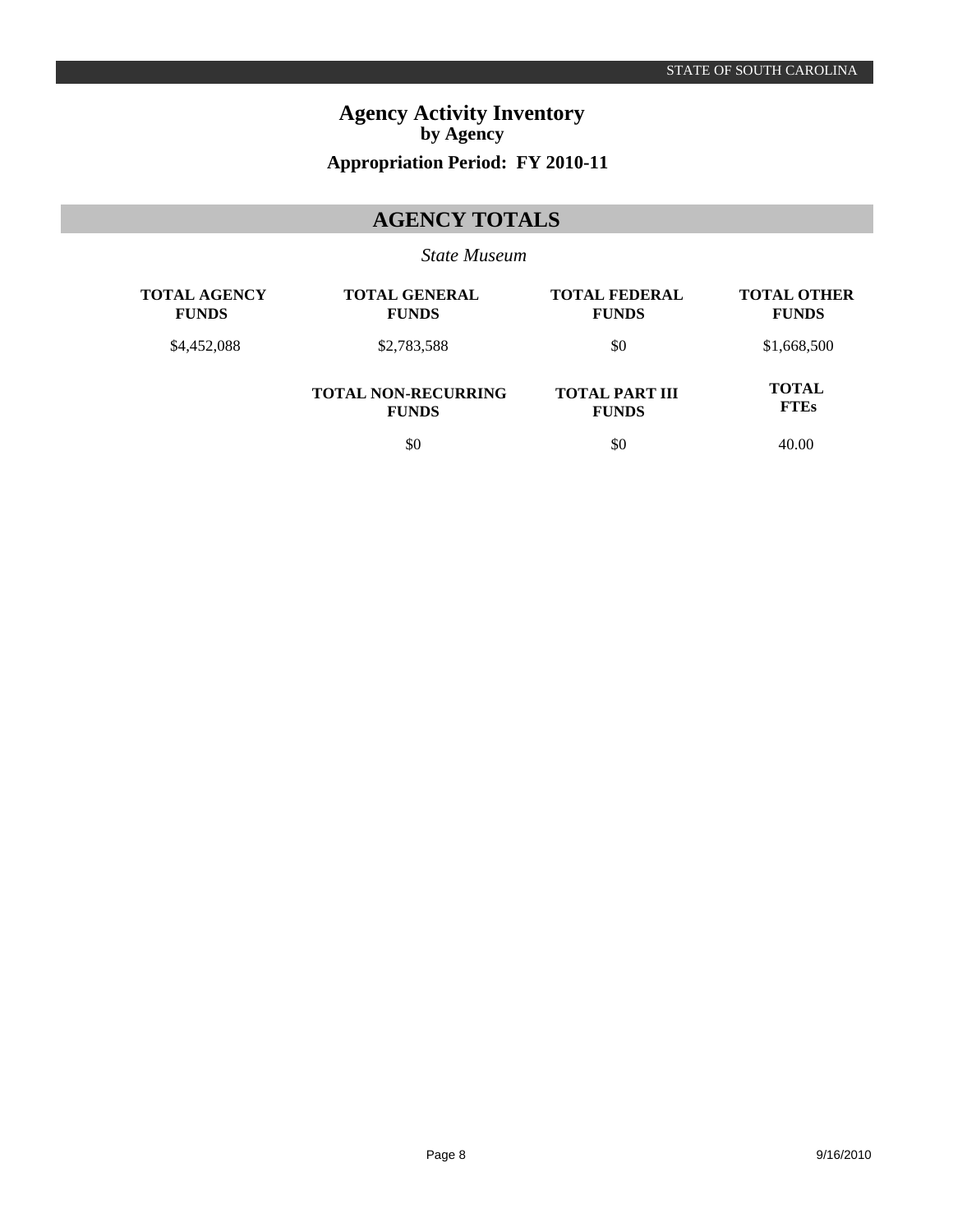STATE OF SOUTH CAROLINA

# Agency Activity Inventory
### by Agency
### Appropriation Period: FY 2010-11

## AGENCY TOTALS

*State Museum*

| TOTAL AGENCY FUNDS | TOTAL GENERAL FUNDS | TOTAL FEDERAL FUNDS | TOTAL OTHER FUNDS |
|---|---|---|---|
| $4,452,088 | $2,783,588 | $0 | $1,668,500 |

| | TOTAL NON-RECURRING FUNDS | TOTAL PART III FUNDS | TOTAL FTEs |
|---|---|---|---|
| | $0 | $0 | 40.00 |